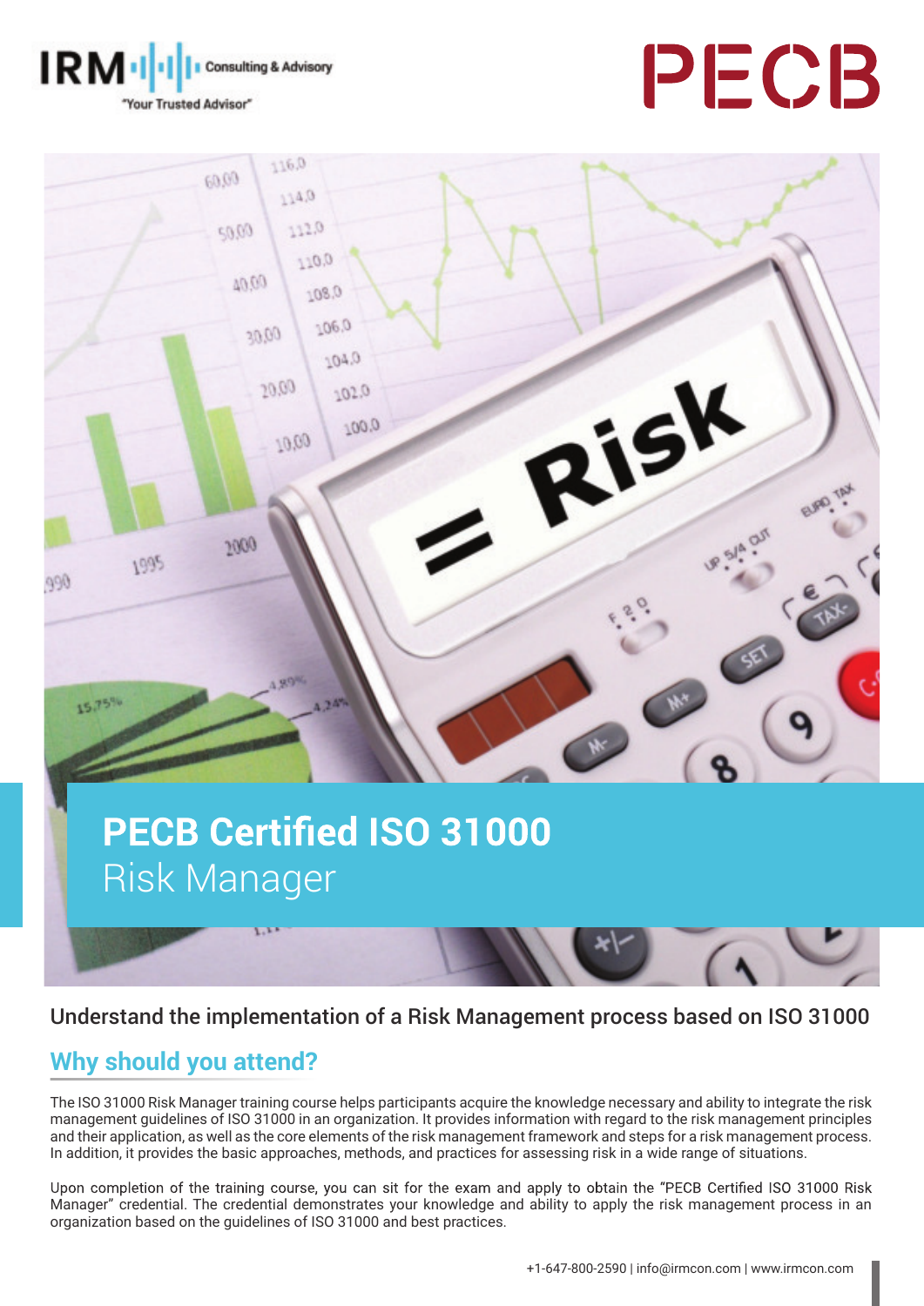IRM Consulting & Advisory
"Your Trusted Advisor"

PECB

# PECB Certified ISO 31000 Risk Manager

Understand the implementation of a Risk Management process based on ISO 31000

## Why should you attend?

The ISO 31000 Risk Manager training course helps participants acquire the knowledge necessary and ability to integrate the risk management guidelines of ISO 31000 in an organization. It provides information with regard to the risk management principles and their application, as well as the core elements of the risk management framework and steps for a risk management process. In addition, it provides the basic approaches, methods, and practices for assessing risk in a wide range of situations.

Upon completion of the training course, you can sit for the exam and apply to obtain the "PECB Certified ISO 31000 Risk Manager" credential. The credential demonstrates your knowledge and ability to apply the risk management process in an organization based on the guidelines of ISO 31000 and best practices.

+1-647-800-2590 | info@irmcon.com | www.irmcon.com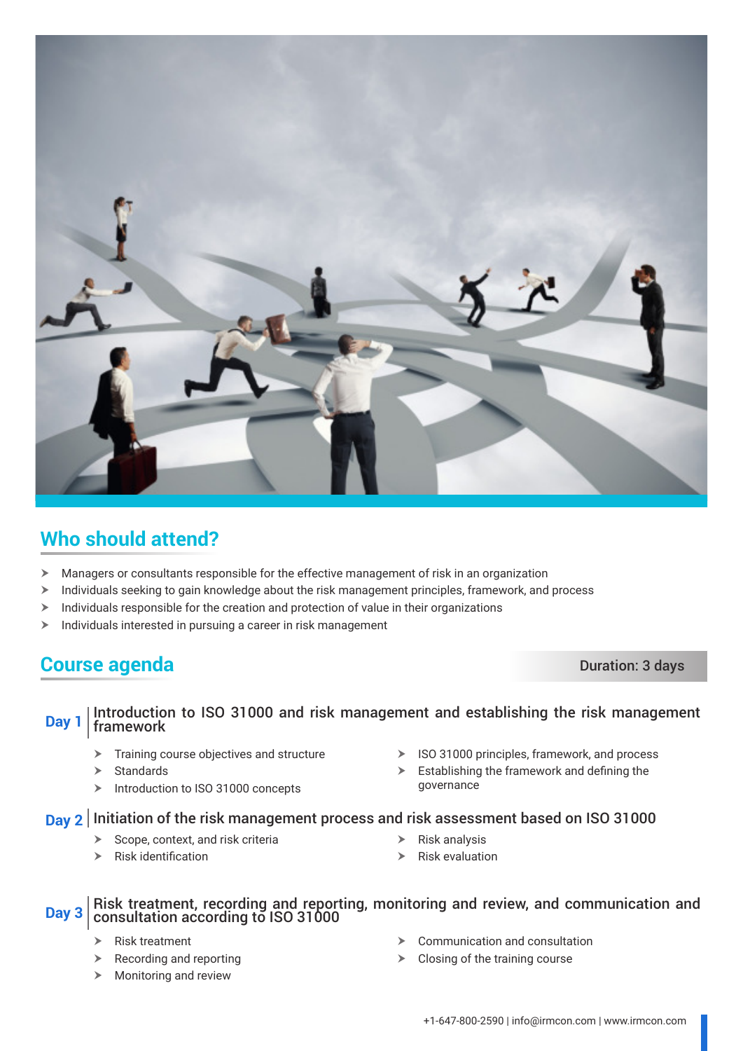## Who should attend?

- Managers or consultants responsible for the effective management of risk in an organization
- Individuals seeking to gain knowledge about the risk management principles, framework, and process
- Individuals responsible for the creation and protection of value in their organizations
- Individuals interested in pursuing a career in risk management

## Course agenda

**Duration: 3 days**

### Day 1 | Introduction to ISO 31000 and risk management and establishing the risk management framework

- Training course objectives and structure
- Standards
- Introduction to ISO 31000 concepts
- ISO 31000 principles, framework, and process
- Establishing the framework and defining the governance

### Day 2 | Initiation of the risk management process and risk assessment based on ISO 31000

- Scope, context, and risk criteria
- Risk identification
- Risk analysis
- Risk evaluation

### Day 3 | Risk treatment, recording and reporting, monitoring and review, and communication and consultation according to ISO 31000

- Risk treatment
- Recording and reporting
- Monitoring and review
- Communication and consultation
- Closing of the training course

+1-647-800-2590 | info@irmcon.com | www.irmcon.com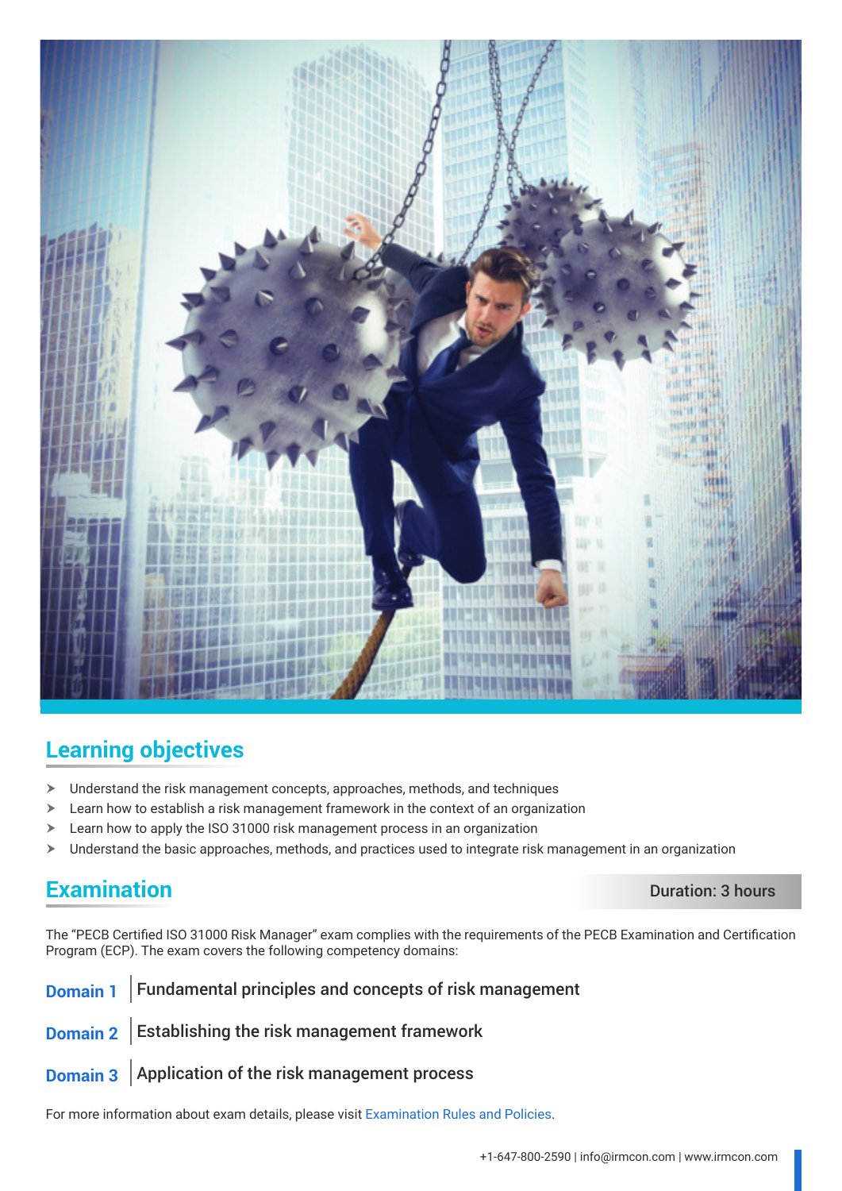## Learning objectives

- Understand the risk management concepts, approaches, methods, and techniques
- Learn how to establish a risk management framework in the context of an organization
- Learn how to apply the ISO 31000 risk management process in an organization
- Understand the basic approaches, methods, and practices used to integrate risk management in an organization

## Examination

**Duration: 3 hours**

The "PECB Certified ISO 31000 Risk Manager" exam complies with the requirements of the PECB Examination and Certification Program (ECP). The exam covers the following competency domains:

**Domain 1** | Fundamental principles and concepts of risk management

**Domain 2** | Establishing the risk management framework

**Domain 3** | Application of the risk management process

For more information about exam details, please visit Examination Rules and Policies.

+1-647-800-2590 | info@irmcon.com | www.irmcon.com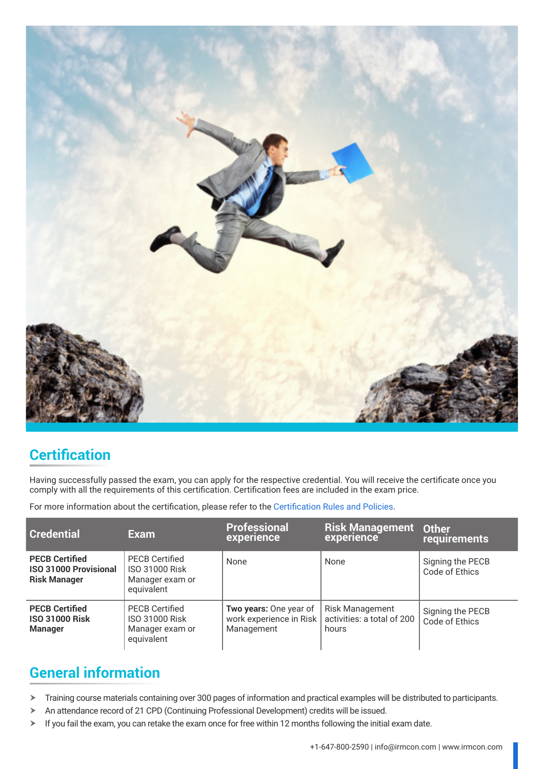## Certification

Having successfully passed the exam, you can apply for the respective credential. You will receive the certificate once you comply with all the requirements of this certification. Certification fees are included in the exam price.

For more information about the certification, please refer to the Certification Rules and Policies.

| Credential | Exam | Professional experience | Risk Management experience | Other requirements |
|---|---|---|---|---|
| **PECB Certified ISO 31000 Provisional Risk Manager** | PECB Certified ISO 31000 Risk Manager exam or equivalent | None | None | Signing the PECB Code of Ethics |
| **PECB Certified ISO 31000 Risk Manager** | PECB Certified ISO 31000 Risk Manager exam or equivalent | **Two years:** One year of work experience in Risk Management | Risk Management activities: a total of 200 hours | Signing the PECB Code of Ethics |

## General information

- Training course materials containing over 300 pages of information and practical examples will be distributed to participants.
- An attendance record of 21 CPD (Continuing Professional Development) credits will be issued.
- If you fail the exam, you can retake the exam once for free within 12 months following the initial exam date.

+1-647-800-2590 | info@irmcon.com | www.irmcon.com